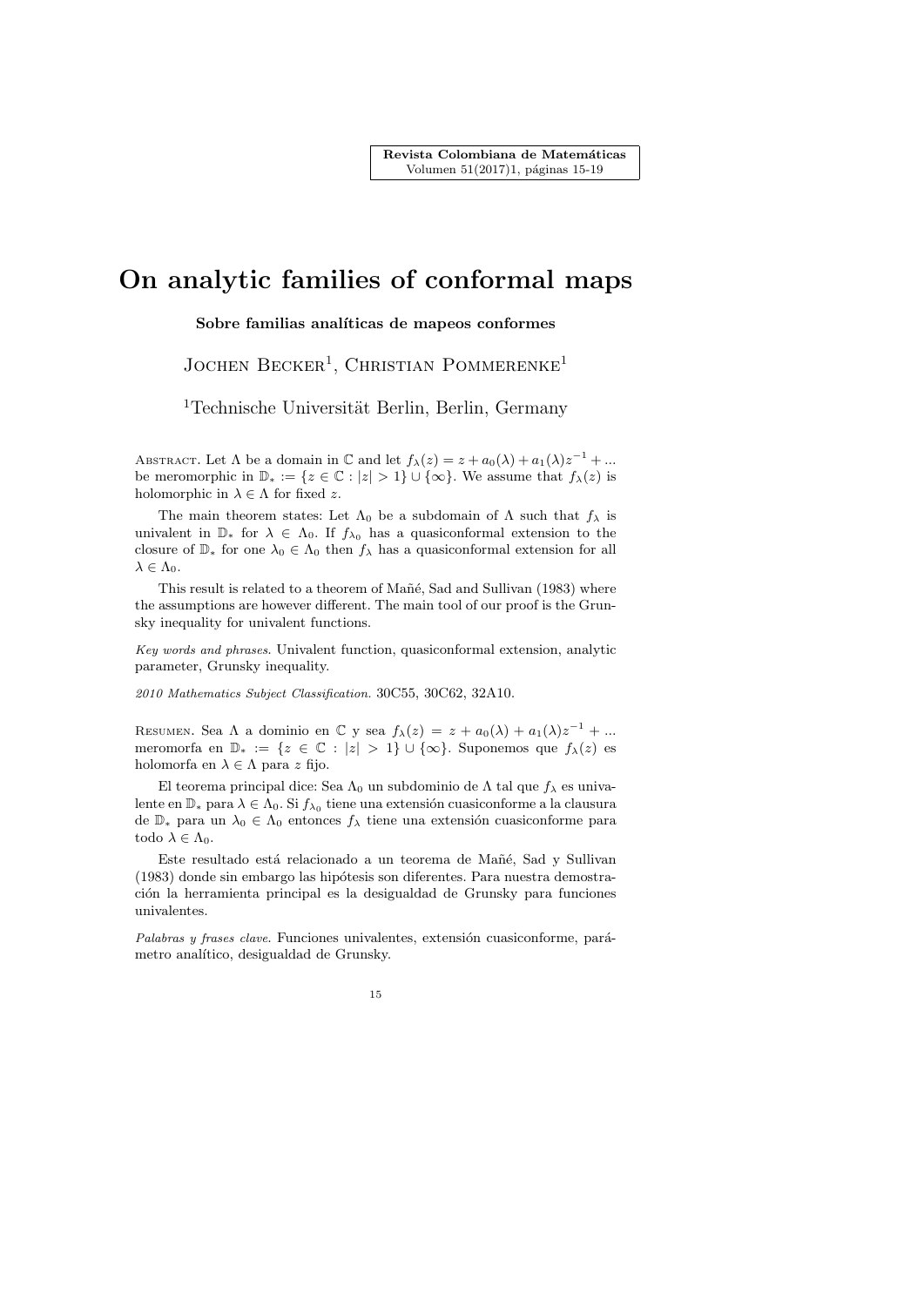# On analytic families of conformal maps

**Sobre familias analíticas de mapeos conformes**

Jochen Becker[1], Christian Pommerenke[1]

[1]Technische Universität Berlin, Berlin, Germany

Abstract. Let $\Lambda$ be a domain in $\mathbb{C}$ and let $f_\lambda(z) = z + a_0(\lambda) + a_1(\lambda)z^{-1} + ...$ be meromorphic in $\mathbb{D}_* := \{z \in \mathbb{C} : |z| > 1\} \cup \{\infty\}$. We assume that $f_\lambda(z)$ is holomorphic in $\lambda \in \Lambda$ for fixed $z$.

The main theorem states: Let $\Lambda_0$ be a subdomain of $\Lambda$ such that $f_\lambda$ is univalent in $\mathbb{D}_*$ for $\lambda \in \Lambda_0$. If $f_{\lambda_0}$ has a quasiconformal extension to the closure of $\mathbb{D}_*$ for one $\lambda_0 \in \Lambda_0$ then $f_\lambda$ has a quasiconformal extension for all $\lambda \in \Lambda_0$.

This result is related to a theorem of Mañé, Sad and Sullivan (1983) where the assumptions are however different. The main tool of our proof is the Grunsky inequality for univalent functions.

*Key words and phrases.* Univalent function, quasiconformal extension, analytic parameter, Grunsky inequality.

*2010 Mathematics Subject Classification.* 30C55, 30C62, 32A10.

Resumen. Sea $\Lambda$ a dominio en $\mathbb{C}$ y sea $f_\lambda(z) = z + a_0(\lambda) + a_1(\lambda)z^{-1} + ...$ meromorfa en $\mathbb{D}_* := \{z \in \mathbb{C} : |z| > 1\} \cup \{\infty\}$. Suponemos que $f_\lambda(z)$ es holomorfa en $\lambda \in \Lambda$ para $z$ fijo.

El teorema principal dice: Sea $\Lambda_0$ un subdominio de $\Lambda$ tal que $f_\lambda$ es univalente en $\mathbb{D}_*$ para $\lambda \in \Lambda_0$. Si $f_{\lambda_0}$ tiene una extensión cuasiconforme a la clausura de $\mathbb{D}_*$ para un $\lambda_0 \in \Lambda_0$ entonces $f_\lambda$ tiene una extensión cuasiconforme para todo $\lambda \in \Lambda_0$.

Este resultado está relacionado a un teorema de Mañé, Sad y Sullivan (1983) donde sin embargo las hipótesis son diferentes. Para nuestra demostración la herramienta principal es la desigualdad de Grunsky para funciones univalentes.

*Palabras y frases clave.* Funciones univalentes, extensión cuasiconforme, parámetro analítico, desigualdad de Grunsky.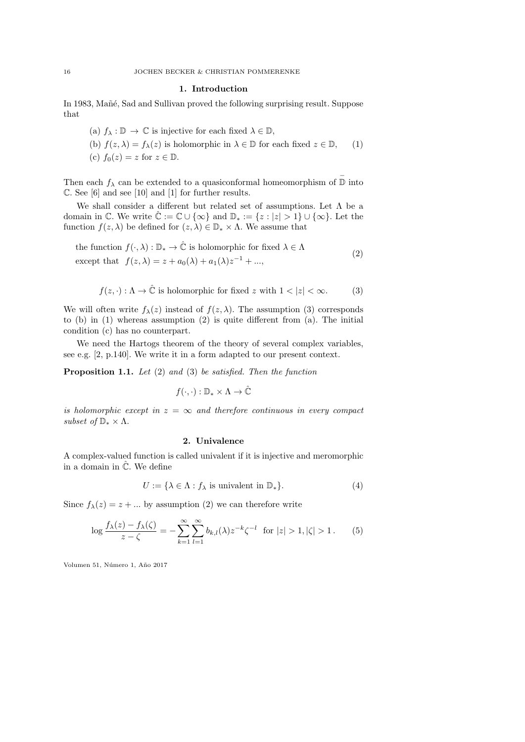## 1. Introduction

In 1983, Mañé, Sad and Sullivan proved the following surprising result. Suppose that

$$
\begin{aligned}
&\text{(a) } f_\lambda : \mathbb{D} \to \mathbb{C} \text{ is injective for each fixed } \lambda \in \mathbb{D},\\
&\text{(b) } f(z,\lambda) = f_\lambda(z) \text{ is holomorphic in } \lambda \in \mathbb{D} \text{ for each fixed } z \in \mathbb{D},\\
&\text{(c) } f_0(z) = z \text{ for } z \in \mathbb{D}.
\end{aligned} \tag{1}
$$

Then each $f_\lambda$ can be extended to a quasiconformal homeomorphism of $\bar{\mathbb{D}}$ into $\mathbb{C}$. See [6] and see [10] and [1] for further results.

We shall consider a different but related set of assumptions. Let $\Lambda$ be a domain in $\mathbb{C}$. We write $\hat{\mathbb{C}} := \mathbb{C} \cup \{\infty\}$ and $\mathbb{D}_* := \{z : |z| > 1\} \cup \{\infty\}$. Let the function $f(z, \lambda)$ be defined for $(z, \lambda) \in \mathbb{D}_* \times \Lambda$. We assume that

$$
\begin{aligned}
&\text{the function } f(\cdot, \lambda) : \mathbb{D}_* \to \hat{\mathbb{C}} \text{ is holomorphic for fixed } \lambda \in \Lambda\\
&\text{except that } \ f(z,\lambda) = z + a_0(\lambda) + a_1(\lambda) z^{-1} + ...,
\end{aligned} \tag{2}
$$

$$
f(z, \cdot) : \Lambda \to \hat{\mathbb{C}} \text{ is holomorphic for fixed } z \text{ with } 1 < |z| < \infty. \tag{3}
$$

We will often write $f_\lambda(z)$ instead of $f(z, \lambda)$. The assumption (3) corresponds to (b) in (1) whereas assumption (2) is quite different from (a). The initial condition (c) has no counterpart.

We need the Hartogs theorem of the theory of several complex variables, see e.g. [2, p.140]. We write it in a form adapted to our present context.

**Proposition 1.1.** *Let* (2) *and* (3) *be satisfied. Then the function*

$$
f(\cdot, \cdot) : \mathbb{D}_* \times \Lambda \to \hat{\mathbb{C}}
$$

*is holomorphic except in $z = \infty$ and therefore continuous in every compact subset of $\mathbb{D}_* \times \Lambda$.*

## 2. Univalence

A complex-valued function is called univalent if it is injective and meromorphic in a domain in $\hat{\mathbb{C}}$. We define

$$
U := \{\lambda \in \Lambda : f_\lambda \text{ is univalent in } \mathbb{D}_*\}. \tag{4}
$$

Since $f_\lambda(z) = z + ...$ by assumption (2) we can therefore write

$$
\log \frac{f_\lambda(z) - f_\lambda(\zeta)}{z - \zeta} = -\sum_{k=1}^{\infty} \sum_{l=1}^{\infty} b_{k,l}(\lambda) z^{-k} \zeta^{-l} \quad \text{for } |z| > 1, |\zeta| > 1\,. \tag{5}
$$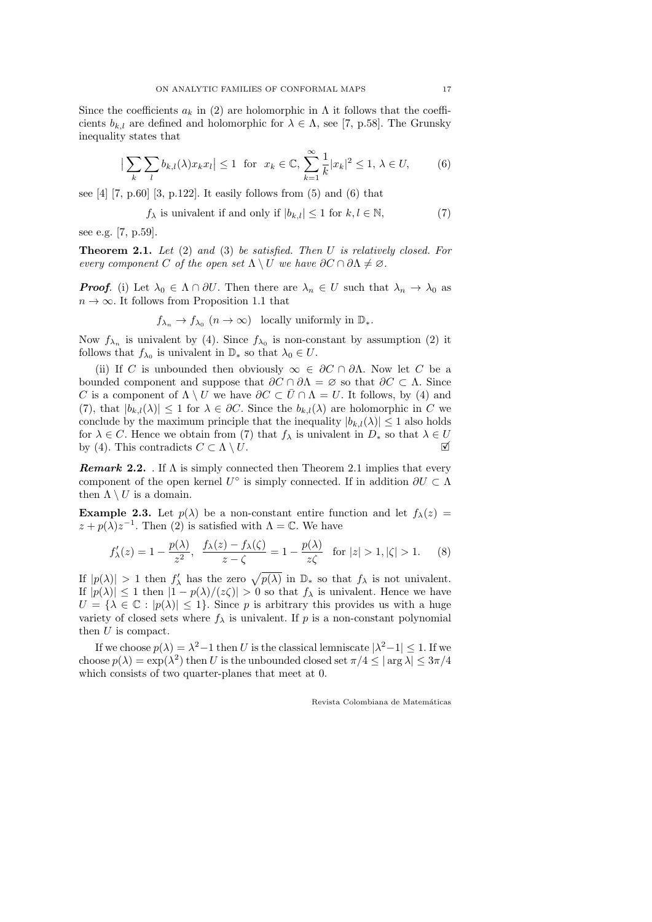Since the coefficients $a_k$ in (2) are holomorphic in $\Lambda$ it follows that the coefficients $b_{k,l}$ are defined and holomorphic for $\lambda \in \Lambda$, see [7, p.58]. The Grunsky inequality states that

$$\Big|\sum_k \sum_l b_{k,l}(\lambda) x_k x_l\Big| \leq 1 \text{ for } x_k \in \mathbb{C}, \sum_{k=1}^{\infty} \frac{1}{k}|x_k|^2 \leq 1, \lambda \in U, \tag{6}$$

see [4] [7, p.60] [3, p.122]. It easily follows from (5) and (6) that

$$f_\lambda \text{ is univalent if and only if } |b_{k,l}| \leq 1 \text{ for } k,l \in \mathbb{N}, \tag{7}$$

see e.g. [7, p.59].

**Theorem 2.1.** *Let (2) and (3) be satisfied. Then $U$ is relatively closed. For every component $C$ of the open set $\Lambda \setminus U$ we have $\partial C \cap \partial \Lambda \neq \varnothing$.*

***Proof.*** (i) Let $\lambda_0 \in \Lambda \cap \partial U$. Then there are $\lambda_n \in U$ such that $\lambda_n \to \lambda_0$ as $n \to \infty$. It follows from Proposition 1.1 that

$$f_{\lambda_n} \to f_{\lambda_0} \ (n \to \infty) \quad \text{locally uniformly in } \mathbb{D}_*.$$

Now $f_{\lambda_n}$ is univalent by (4). Since $f_{\lambda_0}$ is non-constant by assumption (2) it follows that $f_{\lambda_0}$ is univalent in $\mathbb{D}_*$ so that $\lambda_0 \in U$.

(ii) If $C$ is unbounded then obviously $\infty \in \partial C \cap \partial \Lambda$. Now let $C$ be a bounded component and suppose that $\partial C \cap \partial \Lambda = \varnothing$ so that $\partial C \subset \Lambda$. Since $C$ is a component of $\Lambda \setminus U$ we have $\partial C \subset \bar{U} \cap \Lambda = U$. It follows, by (4) and (7), that $|b_{k,l}(\lambda)| \leq 1$ for $\lambda \in \partial C$. Since the $b_{k,l}(\lambda)$ are holomorphic in $C$ we conclude by the maximum principle that the inequality $|b_{k,l}(\lambda)| \leq 1$ also holds for $\lambda \in C$. Hence we obtain from (7) that $f_\lambda$ is univalent in $D_*$ so that $\lambda \in U$ by (4). This contradicts $C \subset \Lambda \setminus U$. ☑

***Remark 2.2.*** . If $\Lambda$ is simply connected then Theorem 2.1 implies that every component of the open kernel $U^\circ$ is simply connected. If in addition $\partial U \subset \Lambda$ then $\Lambda \setminus U$ is a domain.

**Example 2.3.** Let $p(\lambda)$ be a non-constant entire function and let $f_\lambda(z) = z + p(\lambda)z^{-1}$. Then (2) is satisfied with $\Lambda = \mathbb{C}$. We have

$$f'_\lambda(z) = 1 - \frac{p(\lambda)}{z^2}, \quad \frac{f_\lambda(z) - f_\lambda(\zeta)}{z - \zeta} = 1 - \frac{p(\lambda)}{z\zeta} \quad \text{for } |z| > 1, |\zeta| > 1. \tag{8}$$

If $|p(\lambda)| > 1$ then $f'_\lambda$ has the zero $\sqrt{p(\lambda)}$ in $\mathbb{D}_*$ so that $f_\lambda$ is not univalent. If $|p(\lambda)| \leq 1$ then $|1 - p(\lambda)/(z\zeta)| > 0$ so that $f_\lambda$ is univalent. Hence we have $U = \{\lambda \in \mathbb{C} : |p(\lambda)| \leq 1\}$. Since $p$ is arbitrary this provides us with a huge variety of closed sets where $f_\lambda$ is univalent. If $p$ is a non-constant polynomial then $U$ is compact.

If we choose $p(\lambda) = \lambda^2 - 1$ then $U$ is the classical lemniscate $|\lambda^2 - 1| \leq 1$. If we choose $p(\lambda) = \exp(\lambda^2)$ then $U$ is the unbounded closed set $\pi/4 \leq |\arg \lambda| \leq 3\pi/4$ which consists of two quarter-planes that meet at 0.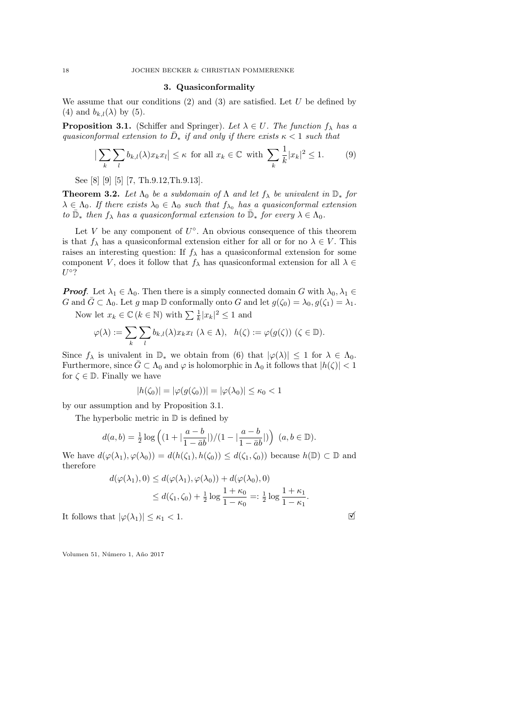## 3. Quasiconformality

We assume that our conditions (2) and (3) are satisfied. Let $U$ be defined by (4) and $b_{k,l}(\lambda)$ by (5).

**Proposition 3.1.** (Schiffer and Springer). *Let $\lambda \in U$. The function $f_\lambda$ has a quasiconformal extension to $\bar{D}_*$ if and only if there exists $\kappa < 1$ such that*

$$\big|\sum_k \sum_l b_{k,l}(\lambda) x_k x_l\big| \leq \kappa \text{ for all } x_k \in \mathbb{C} \text{ with } \sum_k \frac{1}{k}|x_k|^2 \leq 1. \tag{9}$$

See [8] [9] [5] [7, Th.9.12,Th.9.13].

**Theorem 3.2.** *Let $\Lambda_0$ be a subdomain of $\Lambda$ and let $f_\lambda$ be univalent in $\mathbb{D}_*$ for $\lambda \in \Lambda_0$. If there exists $\lambda_0 \in \Lambda_0$ such that $f_{\lambda_0}$ has a quasiconformal extension to $\bar{\mathbb{D}}_*$ then $f_\lambda$ has a quasiconformal extension to $\bar{\mathbb{D}}_*$ for every $\lambda \in \Lambda_0$.*

Let $V$ be any component of $U^\circ$. An obvious consequence of this theorem is that $f_\lambda$ has a quasiconformal extension either for all or for no $\lambda \in V$. This raises an interesting question: If $f_\lambda$ has a quasiconformal extension for some component $V$, does it follow that $f_\lambda$ has quasiconformal extension for all $\lambda \in U^\circ$?

***Proof*.** Let $\lambda_1 \in \Lambda_0$. Then there is a simply connected domain $G$ with $\lambda_0, \lambda_1 \in G$ and $\bar{G} \subset \Lambda_0$. Let $g$ map $\mathbb{D}$ conformally onto $G$ and let $g(\zeta_0) = \lambda_0, g(\zeta_1) = \lambda_1$.

Now let $x_k \in \mathbb{C}\,(k \in \mathbb{N})$ with $\sum \frac{1}{k}|x_k|^2 \leq 1$ and

$$\varphi(\lambda) := \sum_k \sum_l b_{k,l}(\lambda) x_k x_l \ (\lambda \in \Lambda), \quad h(\zeta) := \varphi(g(\zeta)) \ (\zeta \in \mathbb{D}).$$

Since $f_\lambda$ is univalent in $\mathbb{D}_*$ we obtain from (6) that $|\varphi(\lambda)| \leq 1$ for $\lambda \in \Lambda_0$. Furthermore, since $\bar{G} \subset \Lambda_0$ and $\varphi$ is holomorphic in $\Lambda_0$ it follows that $|h(\zeta)| < 1$ for $\zeta \in \mathbb{D}$. Finally we have

$$|h(\zeta_0)| = |\varphi(g(\zeta_0))| = |\varphi(\lambda_0)| \leq \kappa_0 < 1$$

by our assumption and by Proposition 3.1.

The hyperbolic metric in $\mathbb{D}$ is defined by

$$d(a,b) = \tfrac{1}{2}\log\Big((1 + |\frac{a-b}{1-\bar{a}b}|)/(1 - |\frac{a-b}{1-\bar{a}b}|)\Big) \ (a, b \in \mathbb{D}).$$

We have $d(\varphi(\lambda_1), \varphi(\lambda_0)) = d(h(\zeta_1), h(\zeta_0)) \leq d(\zeta_1, \zeta_0))$ because $h(\mathbb{D}) \subset \mathbb{D}$ and therefore

$$\begin{aligned} d(\varphi(\lambda_1), 0) &\leq d(\varphi(\lambda_1), \varphi(\lambda_0)) + d(\varphi(\lambda_0), 0) \\ &\leq d(\zeta_1, \zeta_0) + \tfrac{1}{2}\log\frac{1+\kappa_0}{1-\kappa_0} =: \tfrac{1}{2}\log\frac{1+\kappa_1}{1-\kappa_1}. \end{aligned}$$

It follows that $|\varphi(\lambda_1)| \leq \kappa_1 < 1$. ☑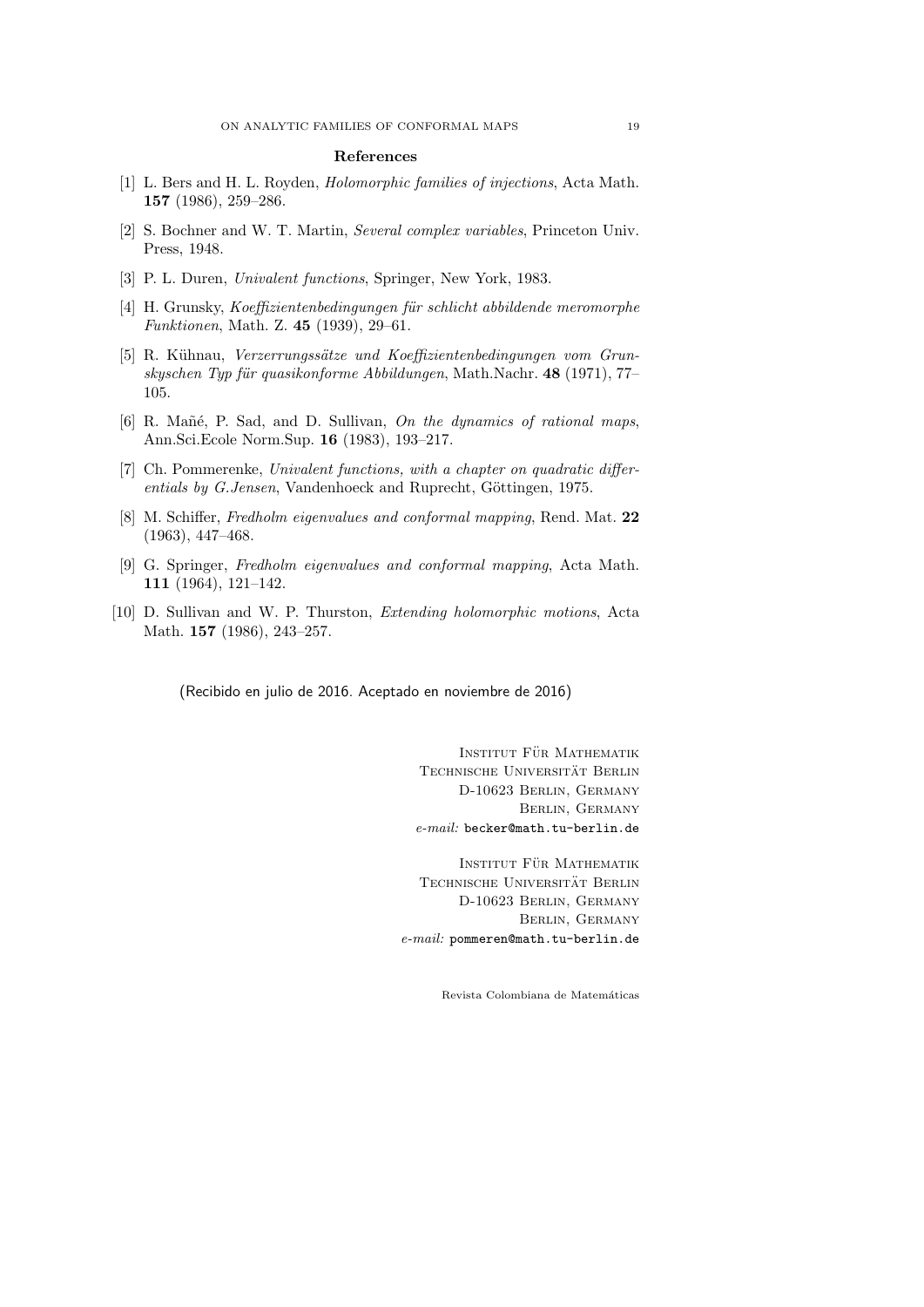## References

[1] L. Bers and H. L. Royden, *Holomorphic families of injections*, Acta Math. **157** (1986), 259–286.

[2] S. Bochner and W. T. Martin, *Several complex variables*, Princeton Univ. Press, 1948.

[3] P. L. Duren, *Univalent functions*, Springer, New York, 1983.

[4] H. Grunsky, *Koeffizientenbedingungen für schlicht abbildende meromorphe Funktionen*, Math. Z. **45** (1939), 29–61.

[5] R. Kühnau, *Verzerrungssätze und Koeffizientenbedingungen vom Grunskyschen Typ für quasikonforme Abbildungen*, Math.Nachr. **48** (1971), 77–105.

[6] R. Mañé, P. Sad, and D. Sullivan, *On the dynamics of rational maps*, Ann.Sci.Ecole Norm.Sup. **16** (1983), 193–217.

[7] Ch. Pommerenke, *Univalent functions, with a chapter on quadratic differentials by G.Jensen*, Vandenhoeck and Ruprecht, Göttingen, 1975.

[8] M. Schiffer, *Fredholm eigenvalues and conformal mapping*, Rend. Mat. **22** (1963), 447–468.

[9] G. Springer, *Fredholm eigenvalues and conformal mapping*, Acta Math. **111** (1964), 121–142.

[10] D. Sullivan and W. P. Thurston, *Extending holomorphic motions*, Acta Math. **157** (1986), 243–257.

(Recibido en julio de 2016. Aceptado en noviembre de 2016)

Institut Für Mathematik
Technische Universität Berlin
D-10623 Berlin, Germany
Berlin, Germany
*e-mail:* becker@math.tu-berlin.de

Institut Für Mathematik
Technische Universität Berlin
D-10623 Berlin, Germany
Berlin, Germany
*e-mail:* pommeren@math.tu-berlin.de